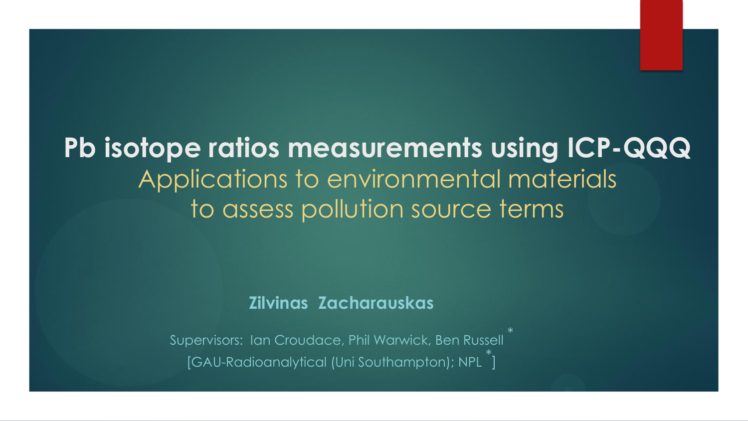# Pb isotope ratios measurements using ICP-QQQ

## Applications to environmental materials to assess pollution source terms

**Zilvinas Zacharauskas**

Supervisors: Ian Croudace, Phil Warwick, Ben Russell *

[GAU-Radioanalytical (Uni Southampton); NPL *]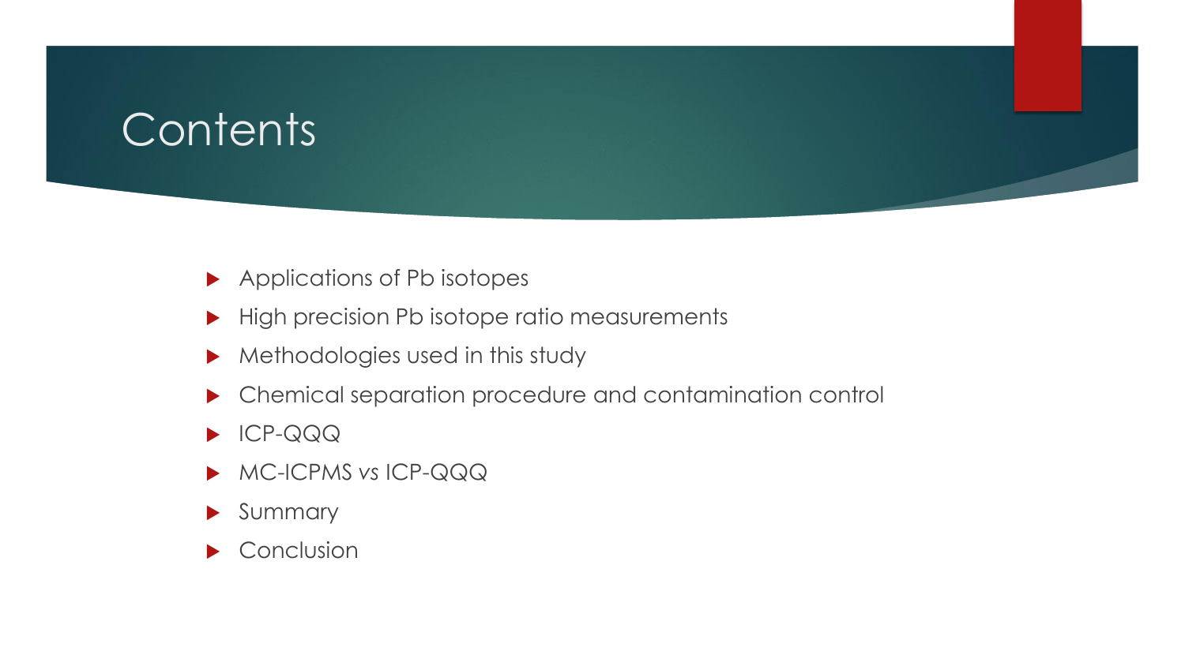# Contents

- Applications of Pb isotopes
- High precision Pb isotope ratio measurements
- Methodologies used in this study
- Chemical separation procedure and contamination control
- ICP-QQQ
- MC-ICPMS vs ICP-QQQ
- Summary
- Conclusion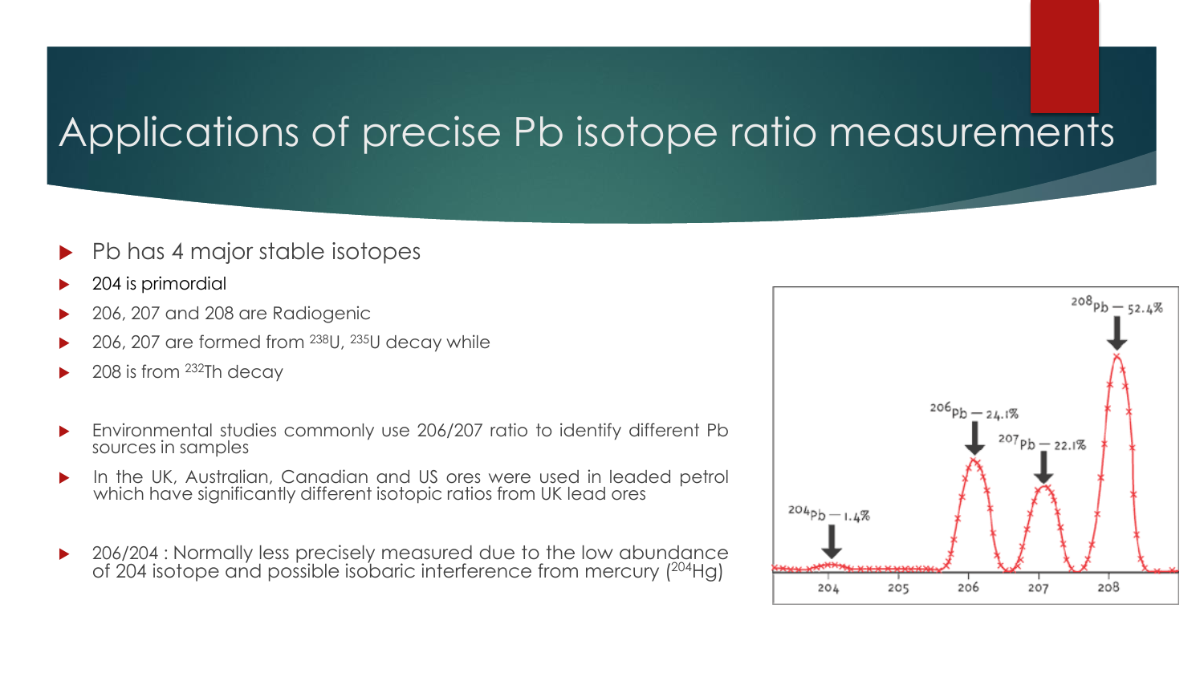# Applications of precise Pb isotope ratio measurements

- Pb has 4 major stable isotopes
- 204 is primordial
- 206, 207 and 208 are Radiogenic
- 206, 207 are formed from $^{238}U$, $^{235}U$ decay while
- 208 is from $^{232}Th$ decay

- Environmental studies commonly use 206/207 ratio to identify different Pb sources in samples
- In the UK, Australian, Canadian and US ores were used in leaded petrol which have significantly different isotopic ratios from UK lead ores

- 206/204 : Normally less precisely measured due to the low abundance of 204 isotope and possible isobaric interference from mercury ($^{204}Hg$)

$^{204}Pb$ – 1.4%

$^{206}Pb$ – 24.1%

$^{207}Pb$ – 22.1%

$^{208}Pb$ – 52.4%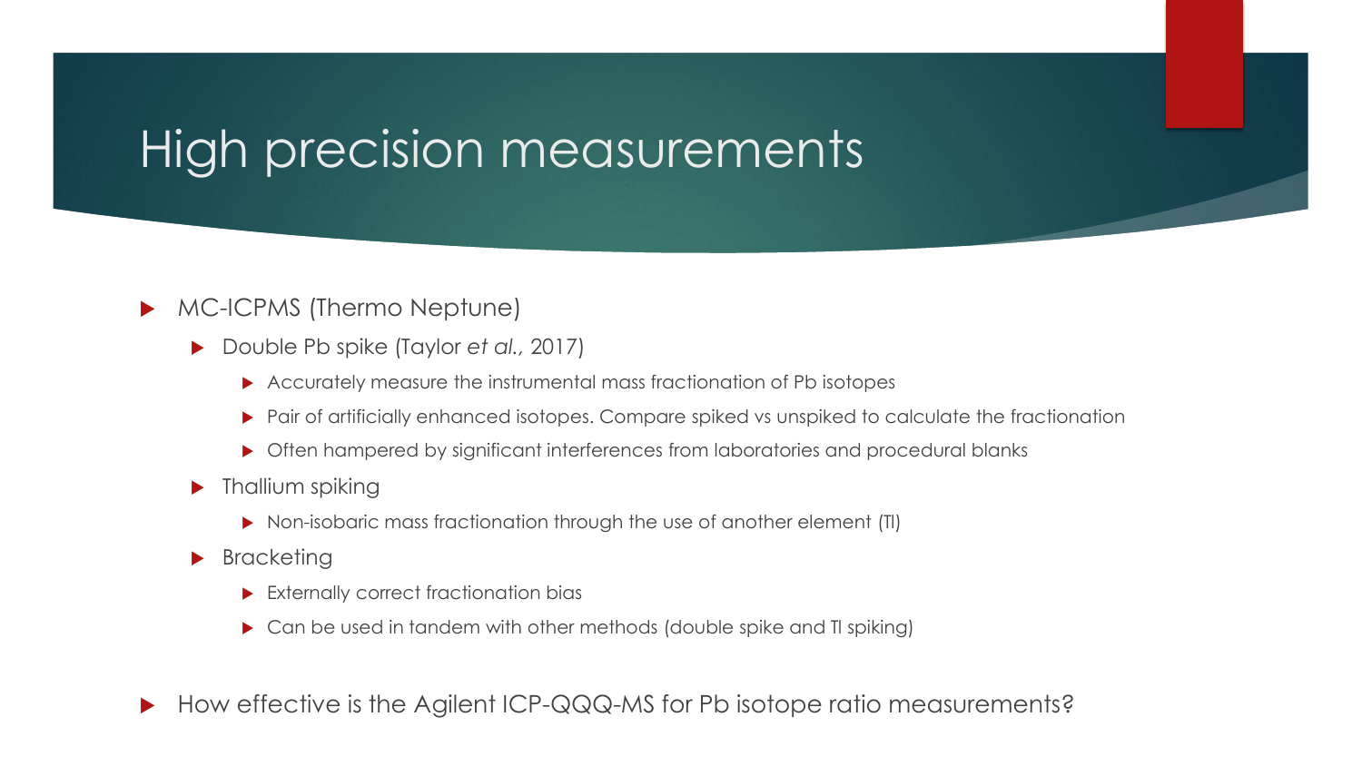# High precision measurements

- MC-ICPMS (Thermo Neptune)
  - Double Pb spike (Taylor *et al.,* 2017)
    - Accurately measure the instrumental mass fractionation of Pb isotopes
    - Pair of artificially enhanced isotopes. Compare spiked vs unspiked to calculate the fractionation
    - Often hampered by significant interferences from laboratories and procedural blanks
  - Thallium spiking
    - Non-isobaric mass fractionation through the use of another element (Tl)
  - Bracketing
    - Externally correct fractionation bias
    - Can be used in tandem with other methods (double spike and Tl spiking)

- How effective is the Agilent ICP-QQQ-MS for Pb isotope ratio measurements?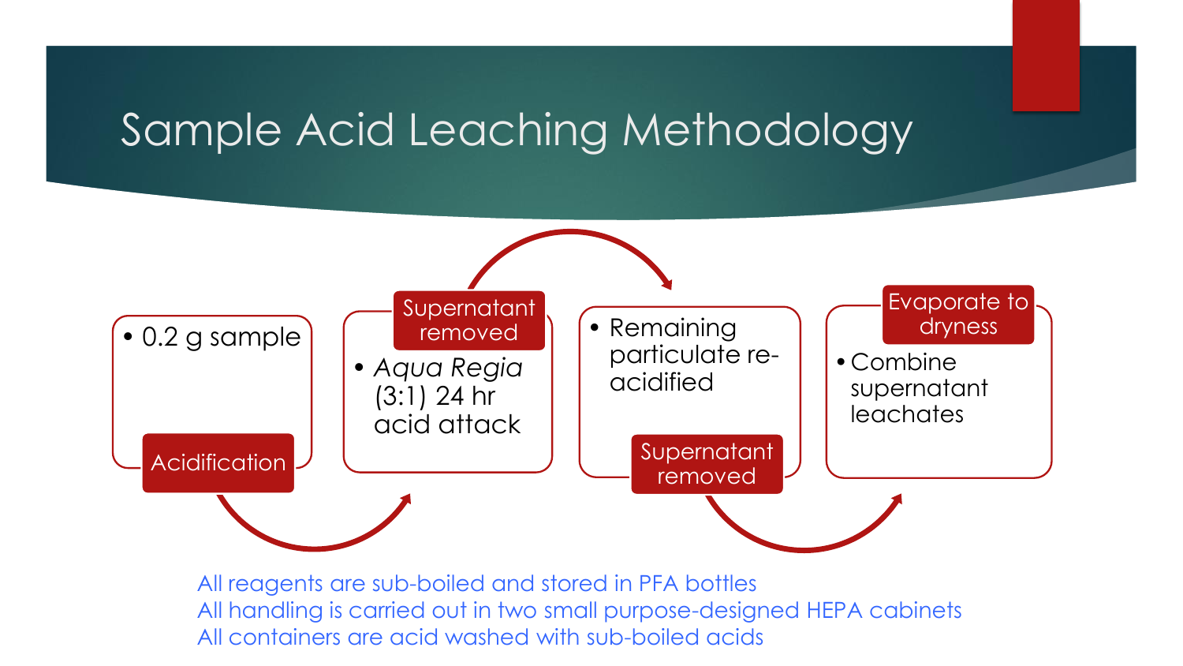# Sample Acid Leaching Methodology

**Acidification**

- 0.2 g sample

**Supernatant removed**

- *Aqua Regia* (3:1) 24 hr acid attack

**Supernatant removed**

- Remaining particulate re-acidified

**Evaporate to dryness**

- Combine supernatant leachates

All reagents are sub-boiled and stored in PFA bottles
All handling is carried out in two small purpose-designed HEPA cabinets
All containers are acid washed with sub-boiled acids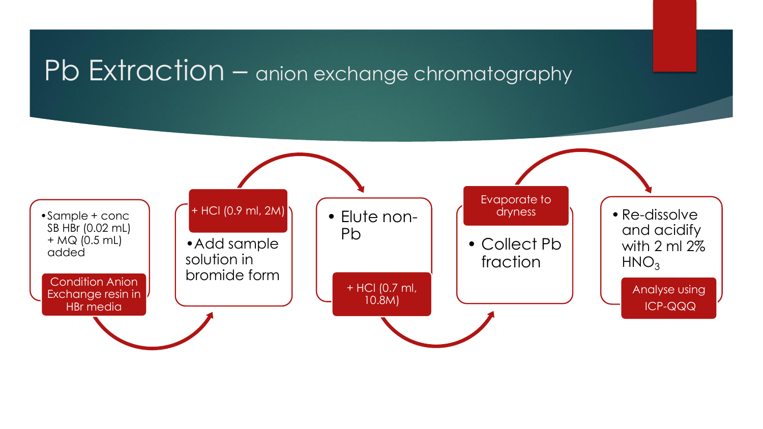# Pb Extraction – anion exchange chromatography

- Sample + conc SB HBr (0.02 mL) + MQ (0.5 mL) added

**Condition Anion Exchange resin in HBr media**

**+ HCl (0.9 ml, 2M)**

- Add sample solution in bromide form

- Elute non-Pb

**+ HCl (0.7 ml, 10.8M)**

**Evaporate to dryness**

- Collect Pb fraction

- Re-dissolve and acidify with 2 ml 2% $HNO_3$

**Analyse using ICP-QQQ**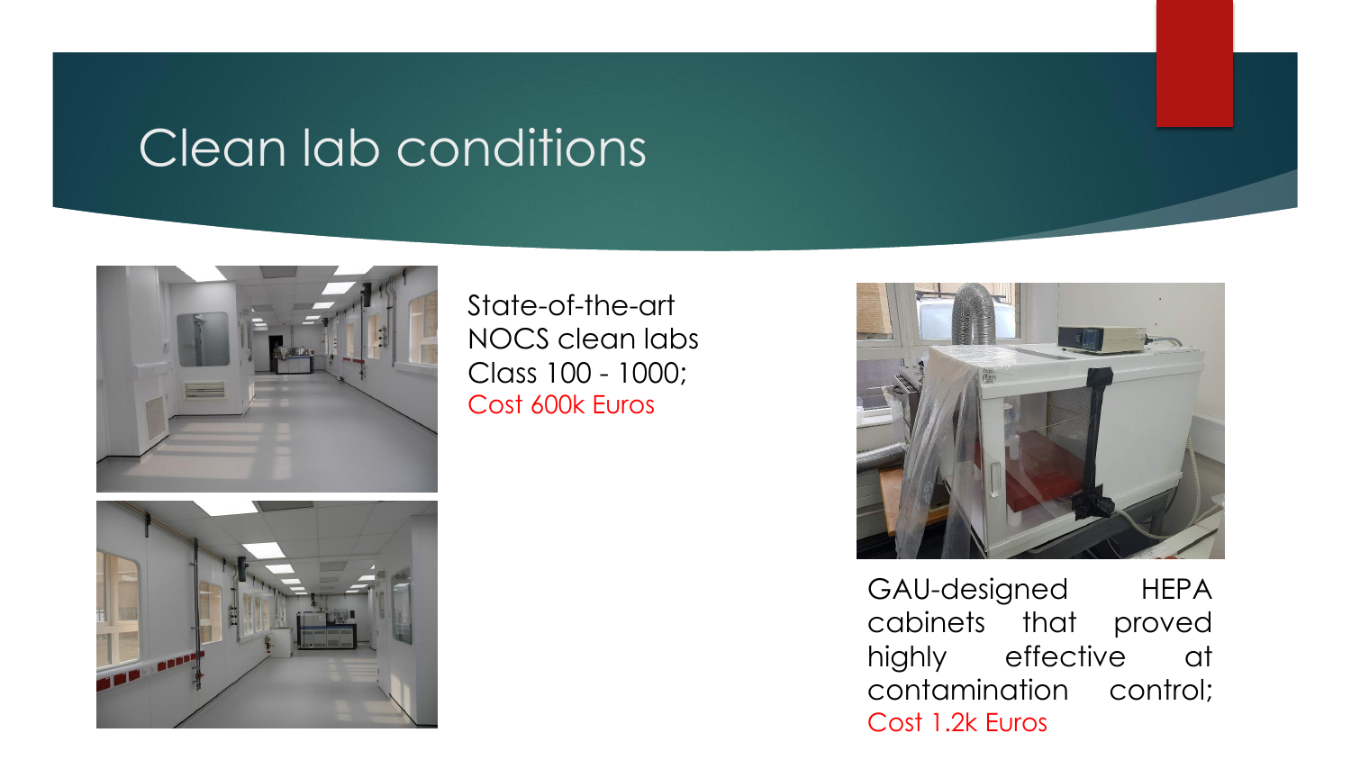# Clean lab conditions

State-of-the-art NOCS clean labs Class 100 - 1000; Cost 600k Euros

GAU-designed HEPA cabinets that proved highly effective at contamination control; Cost 1.2k Euros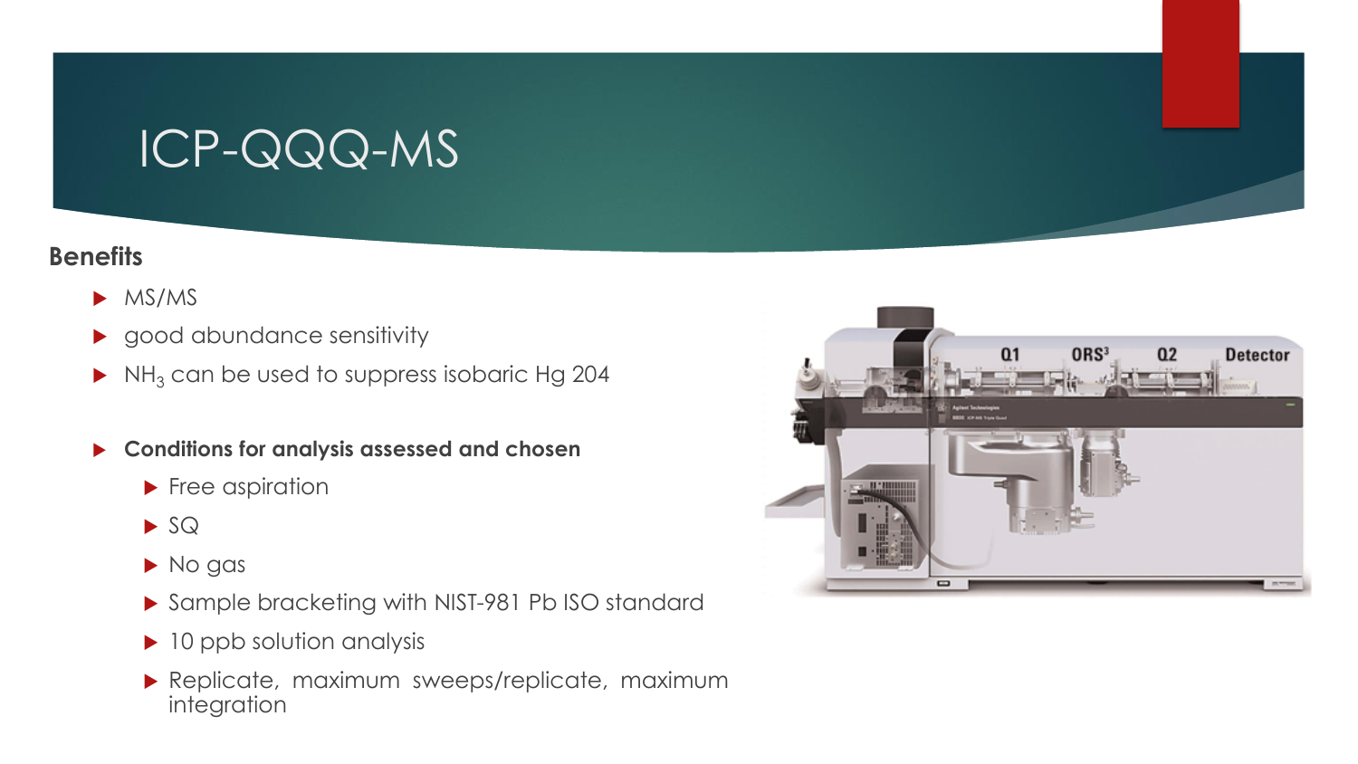# ICP-QQQ-MS

**Benefits**

- MS/MS
- good abundance sensitivity
- $NH_3$ can be used to suppress isobaric Hg 204

- **Conditions for analysis assessed and chosen**
  - Free aspiration
  - SQ
  - No gas
  - Sample bracketing with NIST-981 Pb ISO standard
  - 10 ppb solution analysis
  - Replicate, maximum sweeps/replicate, maximum integration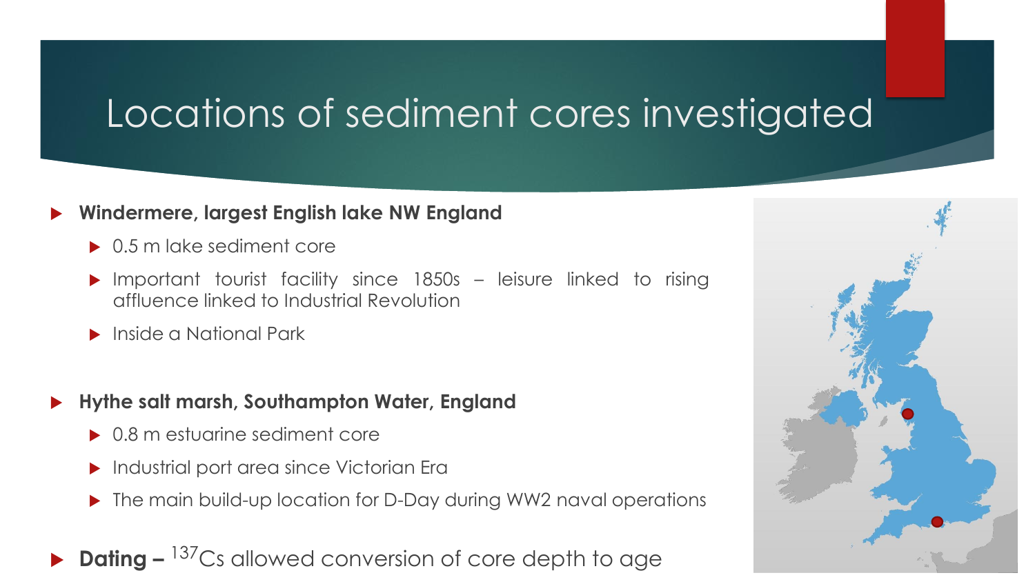# Locations of sediment cores investigated

- **Windermere, largest English lake NW England**
  - 0.5 m lake sediment core
  - Important tourist facility since 1850s – leisure linked to rising affluence linked to Industrial Revolution
  - Inside a National Park

- **Hythe salt marsh, Southampton Water, England**
  - 0.8 m estuarine sediment core
  - Industrial port area since Victorian Era
  - The main build-up location for D-Day during WW2 naval operations

- **Dating –** $^{137}Cs$ allowed conversion of core depth to age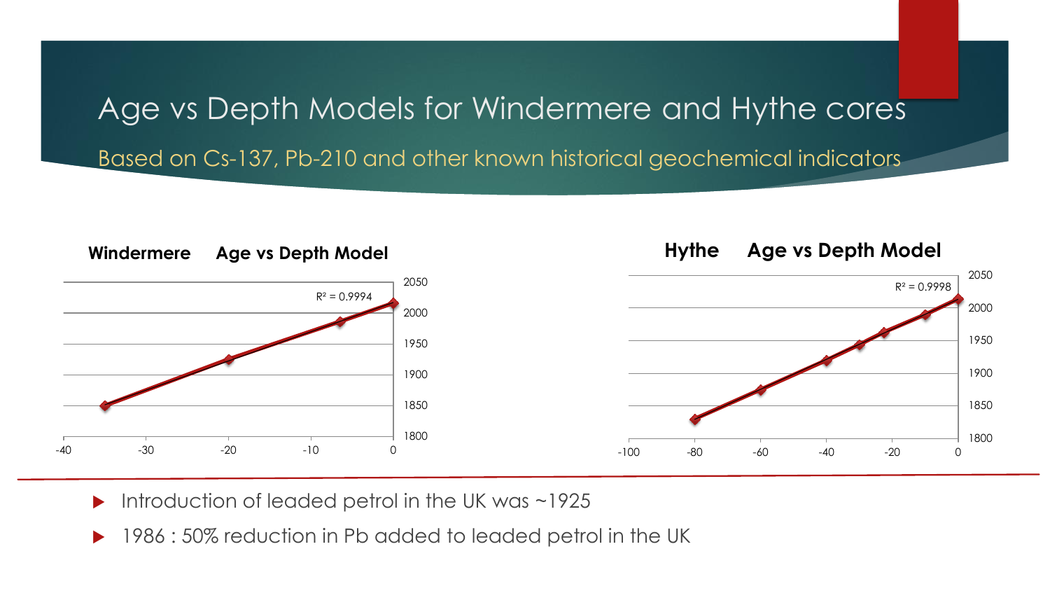# Age vs Depth Models for Windermere and Hythe cores

## Based on Cs-137, Pb-210 and other known historical geochemical indicators

**Windermere Age vs Depth Model**

$R^2 = 0.9994$

**Hythe Age vs Depth Model**

$R^2 = 0.9998$

- Introduction of leaded petrol in the UK was ~1925
- 1986 : 50% reduction in Pb added to leaded petrol in the UK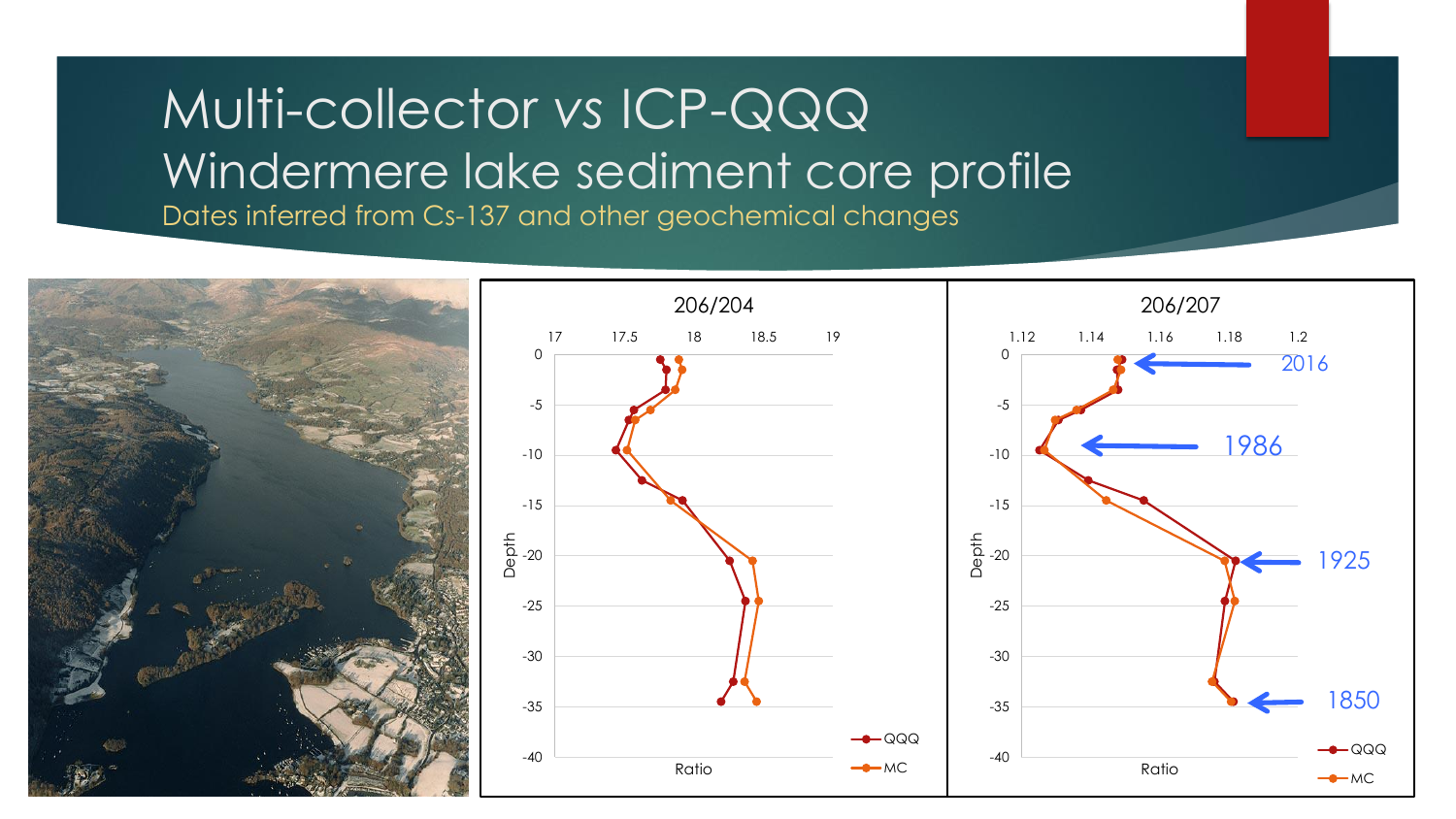# Multi-collector vs ICP-QQQ
## Windermere lake sediment core profile

Dates inferred from Cs-137 and other geochemical changes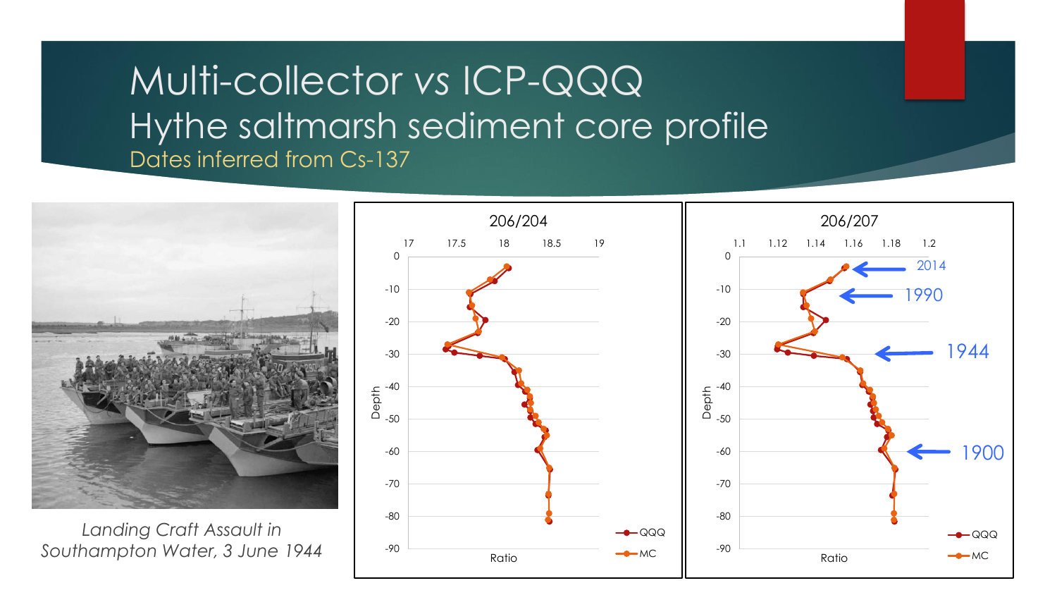# Multi-collector vs ICP-QQQ

## Hythe saltmarsh sediment core profile

### Dates inferred from Cs-137

*Landing Craft Assault in Southampton Water, 3 June 1944*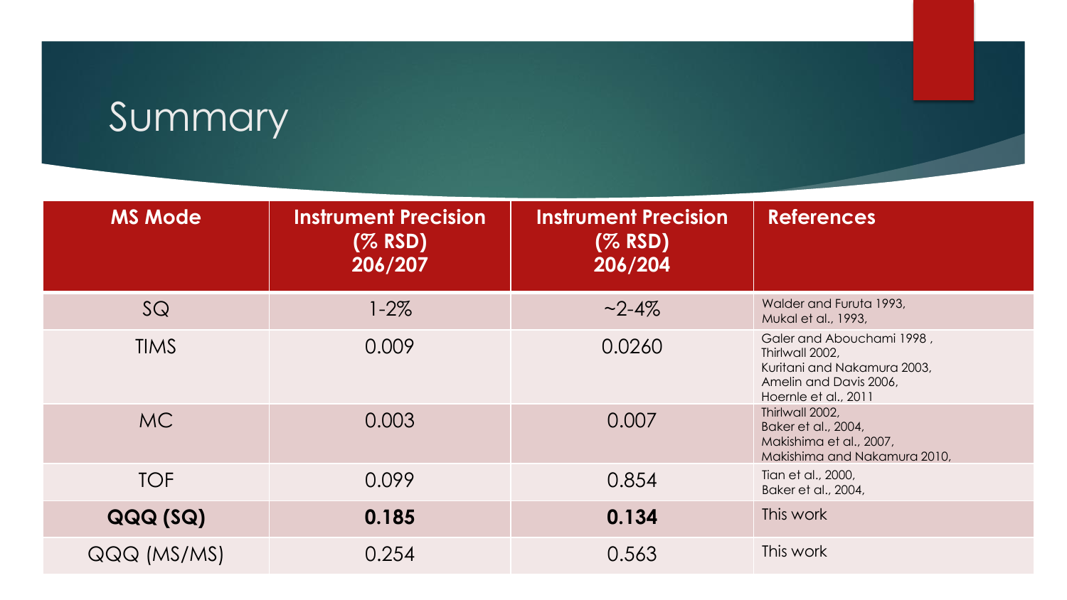# Summary

| MS Mode | Instrument Precision (% RSD) 206/207 | Instrument Precision (% RSD) 206/204 | References |
|---|---|---|---|
| SQ | 1-2% | ~2-4% | Walder and Furuta 1993, Mukal et al., 1993, |
| TIMS | 0.009 | 0.0260 | Galer and Abouchami 1998 , Thirlwall 2002, Kuritani and Nakamura 2003, Amelin and Davis 2006, Hoernle et al., 2011 |
| MC | 0.003 | 0.007 | Thirlwall 2002, Baker et al., 2004, Makishima et al., 2007, Makishima and Nakamura 2010, |
| TOF | 0.099 | 0.854 | Tian et al., 2000, Baker et al., 2004, |
| **QQQ (SQ)** | **0.185** | **0.134** | This work |
| QQQ (MS/MS) | 0.254 | 0.563 | This work |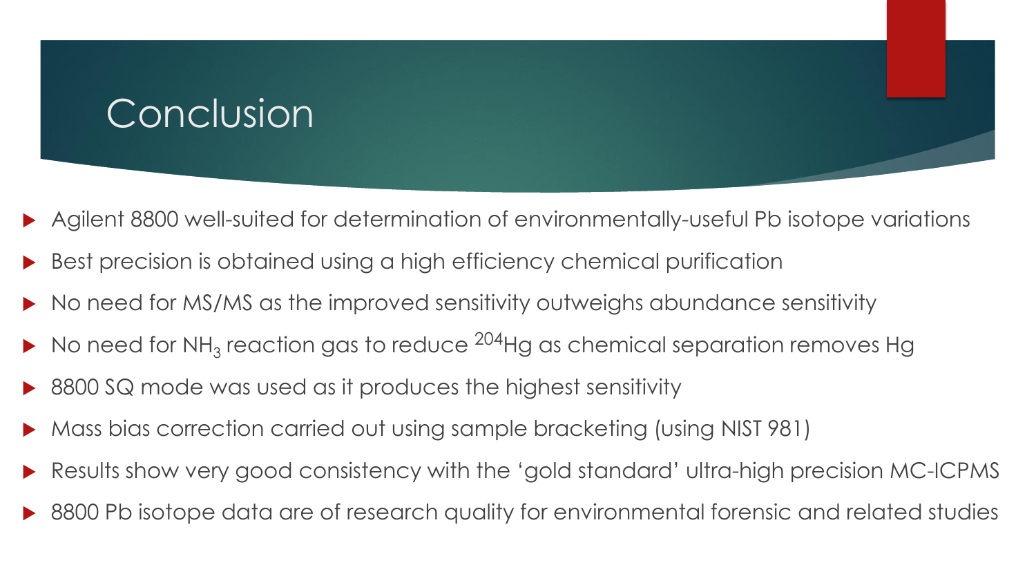# Conclusion

- Agilent 8800 well-suited for determination of environmentally-useful Pb isotope variations
- Best precision is obtained using a high efficiency chemical purification
- No need for MS/MS as the improved sensitivity outweighs abundance sensitivity
- No need for $NH_3$ reaction gas to reduce $^{204}Hg$ as chemical separation removes Hg
- 8800 SQ mode was used as it produces the highest sensitivity
- Mass bias correction carried out using sample bracketing (using NIST 981)
- Results show very good consistency with the 'gold standard' ultra-high precision MC-ICPMS
- 8800 Pb isotope data are of research quality for environmental forensic and related studies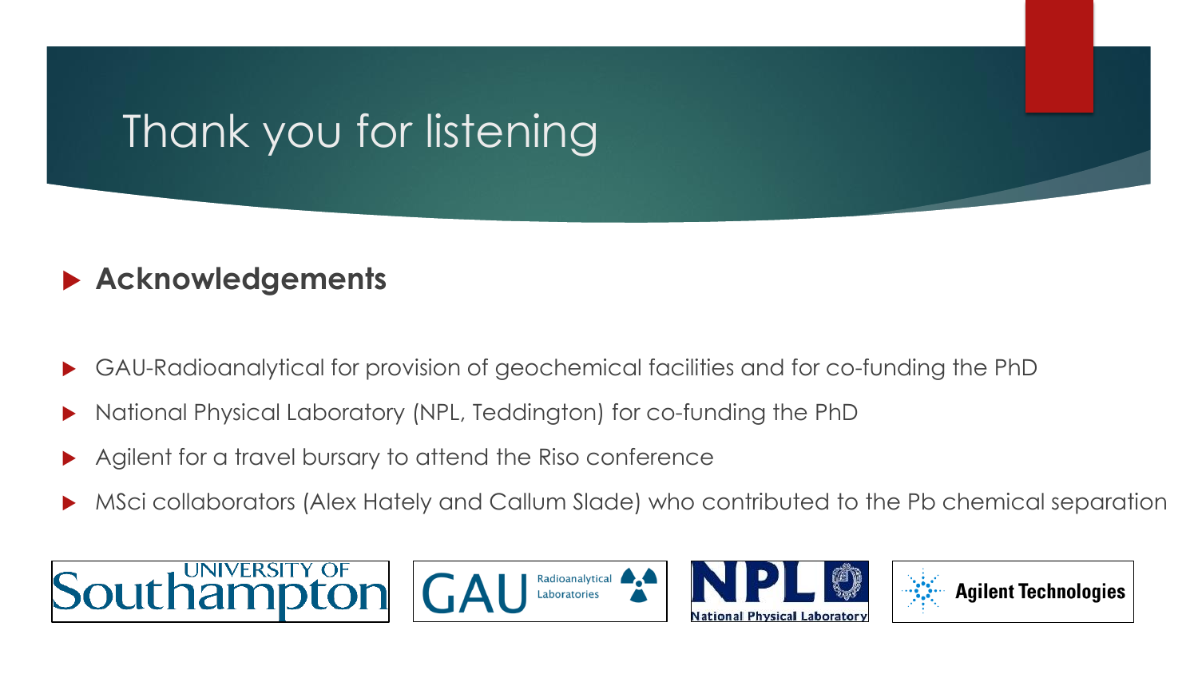# Thank you for listening

- **Acknowledgements**

- GAU-Radioanalytical for provision of geochemical facilities and for co-funding the PhD
- National Physical Laboratory (NPL, Teddington) for co-funding the PhD
- Agilent for a travel bursary to attend the Riso conference
- MSci collaborators (Alex Hately and Callum Slade) who contributed to the Pb chemical separation

UNIVERSITY OF Southampton

GAU Radioanalytical Laboratories

NPL National Physical Laboratory

Agilent Technologies